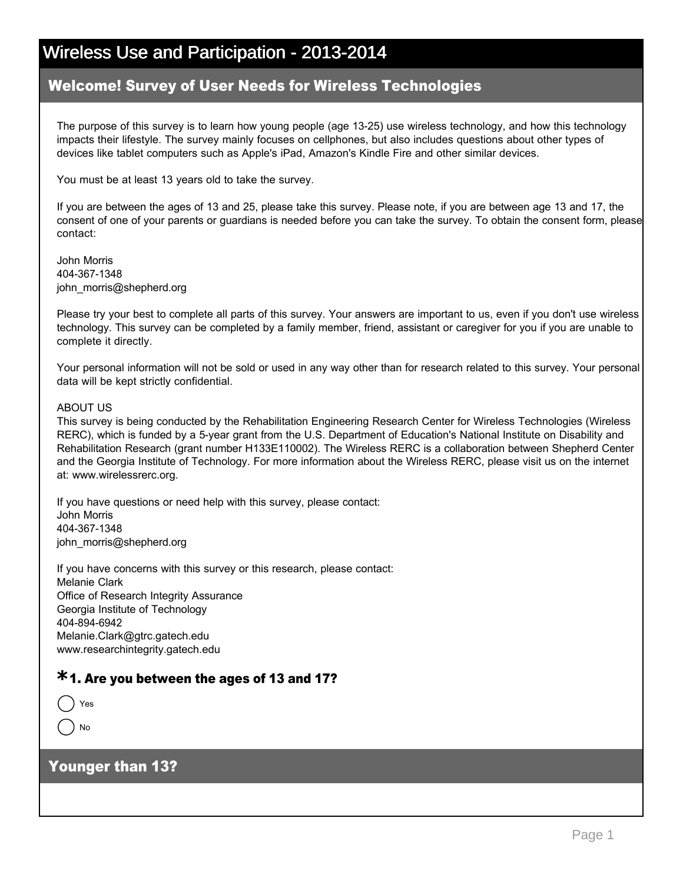# Wireless Use and Participation - 2013-2014

## Welcome! Survey of User Needs for Wireless Technologies

The purpose of this survey is to learn how young people (age 13-25) use wireless technology, and how this technology impacts their lifestyle. The survey mainly focuses on cellphones, but also includes questions about other types of devices like tablet computers such as Apple's iPad, Amazon's Kindle Fire and other similar devices.

You must be at least 13 years old to take the survey.

If you are between the ages of 13 and 25, please take this survey. Please note, if you are between age 13 and 17, the consent of one of your parents or guardians is needed before you can take the survey. To obtain the consent form, please contact:

John Morris
404-367-1348
john_morris@shepherd.org

Please try your best to complete all parts of this survey. Your answers are important to us, even if you don't use wireless technology. This survey can be completed by a family member, friend, assistant or caregiver for you if you are unable to complete it directly.

Your personal information will not be sold or used in any way other than for research related to this survey. Your personal data will be kept strictly confidential.

ABOUT US
This survey is being conducted by the Rehabilitation Engineering Research Center for Wireless Technologies (Wireless RERC), which is funded by a 5-year grant from the U.S. Department of Education's National Institute on Disability and Rehabilitation Research (grant number H133E110002). The Wireless RERC is a collaboration between Shepherd Center and the Georgia Institute of Technology. For more information about the Wireless RERC, please visit us on the internet at: www.wirelessrerc.org.

If you have questions or need help with this survey, please contact:
John Morris
404-367-1348
john_morris@shepherd.org

If you have concerns with this survey or this research, please contact:
Melanie Clark
Office of Research Integrity Assurance
Georgia Institute of Technology
404-894-6942
Melanie.Clark@gtrc.gatech.edu
www.researchintegrity.gatech.edu

### *1. Are you between the ages of 13 and 17?

- ◯ Yes
- ◯ No

## Younger than 13?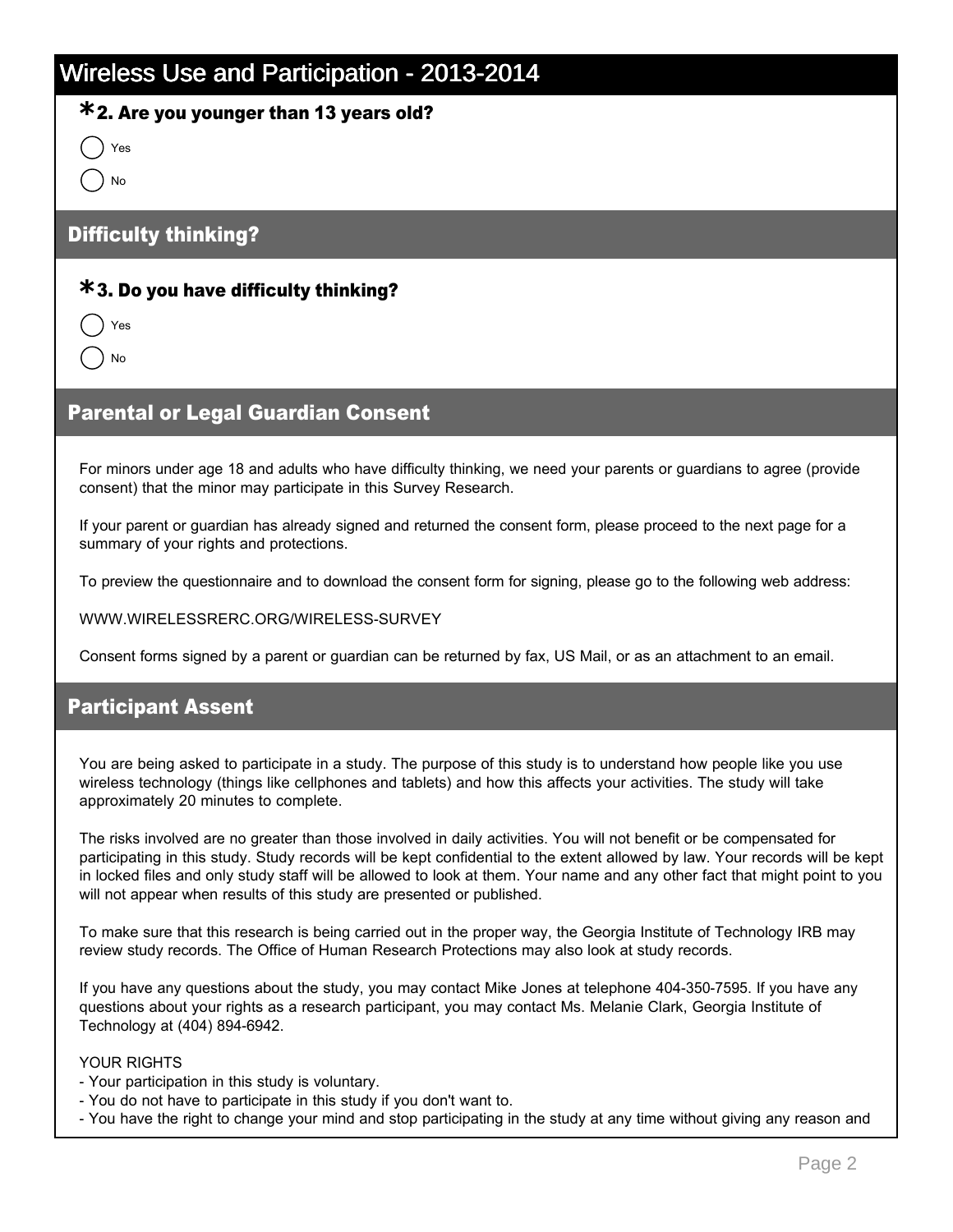# Wireless Use and Participation - 2013-2014

**\*2. Are you younger than 13 years old?**

- ( ) Yes
- ( ) No

## Difficulty thinking?

**\*3. Do you have difficulty thinking?**

- ( ) Yes
- ( ) No

## Parental or Legal Guardian Consent

For minors under age 18 and adults who have difficulty thinking, we need your parents or guardians to agree (provide consent) that the minor may participate in this Survey Research.

If your parent or guardian has already signed and returned the consent form, please proceed to the next page for a summary of your rights and protections.

To preview the questionnaire and to download the consent form for signing, please go to the following web address:

WWW.WIRELESSRERC.ORG/WIRELESS-SURVEY

Consent forms signed by a parent or guardian can be returned by fax, US Mail, or as an attachment to an email.

## Participant Assent

You are being asked to participate in a study. The purpose of this study is to understand how people like you use wireless technology (things like cellphones and tablets) and how this affects your activities. The study will take approximately 20 minutes to complete.

The risks involved are no greater than those involved in daily activities. You will not benefit or be compensated for participating in this study. Study records will be kept confidential to the extent allowed by law. Your records will be kept in locked files and only study staff will be allowed to look at them. Your name and any other fact that might point to you will not appear when results of this study are presented or published.

To make sure that this research is being carried out in the proper way, the Georgia Institute of Technology IRB may review study records. The Office of Human Research Protections may also look at study records.

If you have any questions about the study, you may contact Mike Jones at telephone 404-350-7595. If you have any questions about your rights as a research participant, you may contact Ms. Melanie Clark, Georgia Institute of Technology at (404) 894-6942.

YOUR RIGHTS

- Your participation in this study is voluntary.
- You do not have to participate in this study if you don't want to.
- You have the right to change your mind and stop participating in the study at any time without giving any reason and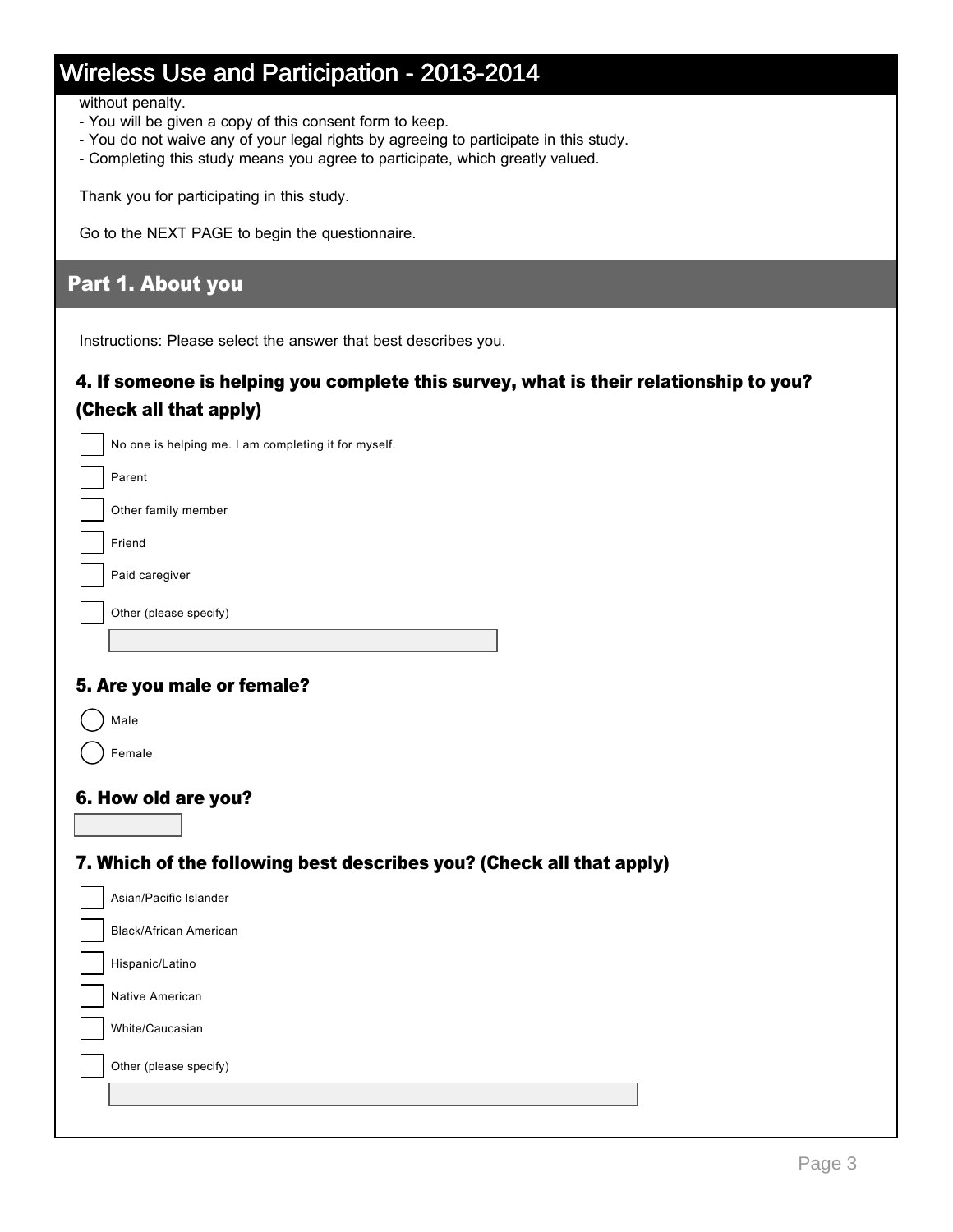without penalty.
- You will be given a copy of this consent form to keep.
- You do not waive any of your legal rights by agreeing to participate in this study.
- Completing this study means you agree to participate, which greatly valued.

Thank you for participating in this study.

Go to the NEXT PAGE to begin the questionnaire.

## Part 1. About you

Instructions: Please select the answer that best describes you.

### 4. If someone is helping you complete this survey, what is their relationship to you? (Check all that apply)

- [ ] No one is helping me. I am completing it for myself.
- [ ] Parent
- [ ] Other family member
- [ ] Friend
- [ ] Paid caregiver
- [ ] Other (please specify)

______________________

### 5. Are you male or female?

- ( ) Male
- ( ) Female

### 6. How old are you?

______________________

### 7. Which of the following best describes you? (Check all that apply)

- [ ] Asian/Pacific Islander
- [ ] Black/African American
- [ ] Hispanic/Latino
- [ ] Native American
- [ ] White/Caucasian
- [ ] Other (please specify)

______________________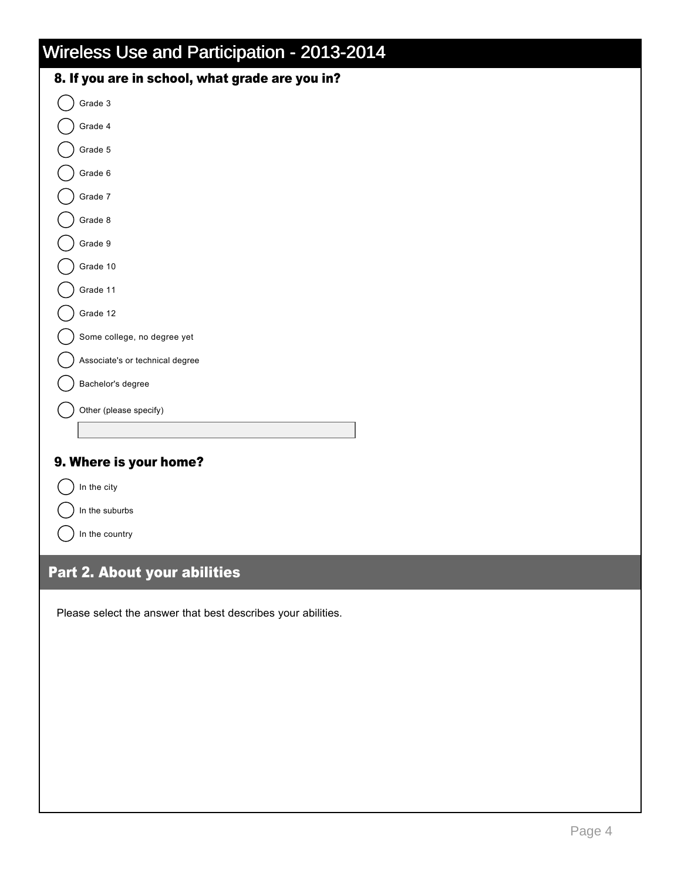# Wireless Use and Participation - 2013-2014

### 8. If you are in school, what grade are you in?

- ◯ Grade 3
- ◯ Grade 4
- ◯ Grade 5
- ◯ Grade 6
- ◯ Grade 7
- ◯ Grade 8
- ◯ Grade 9
- ◯ Grade 10
- ◯ Grade 11
- ◯ Grade 12
- ◯ Some college, no degree yet
- ◯ Associate's or technical degree
- ◯ Bachelor's degree
- ◯ Other (please specify)

### 9. Where is your home?

- ◯ In the city
- ◯ In the suburbs
- ◯ In the country

## Part 2. About your abilities

Please select the answer that best describes your abilities.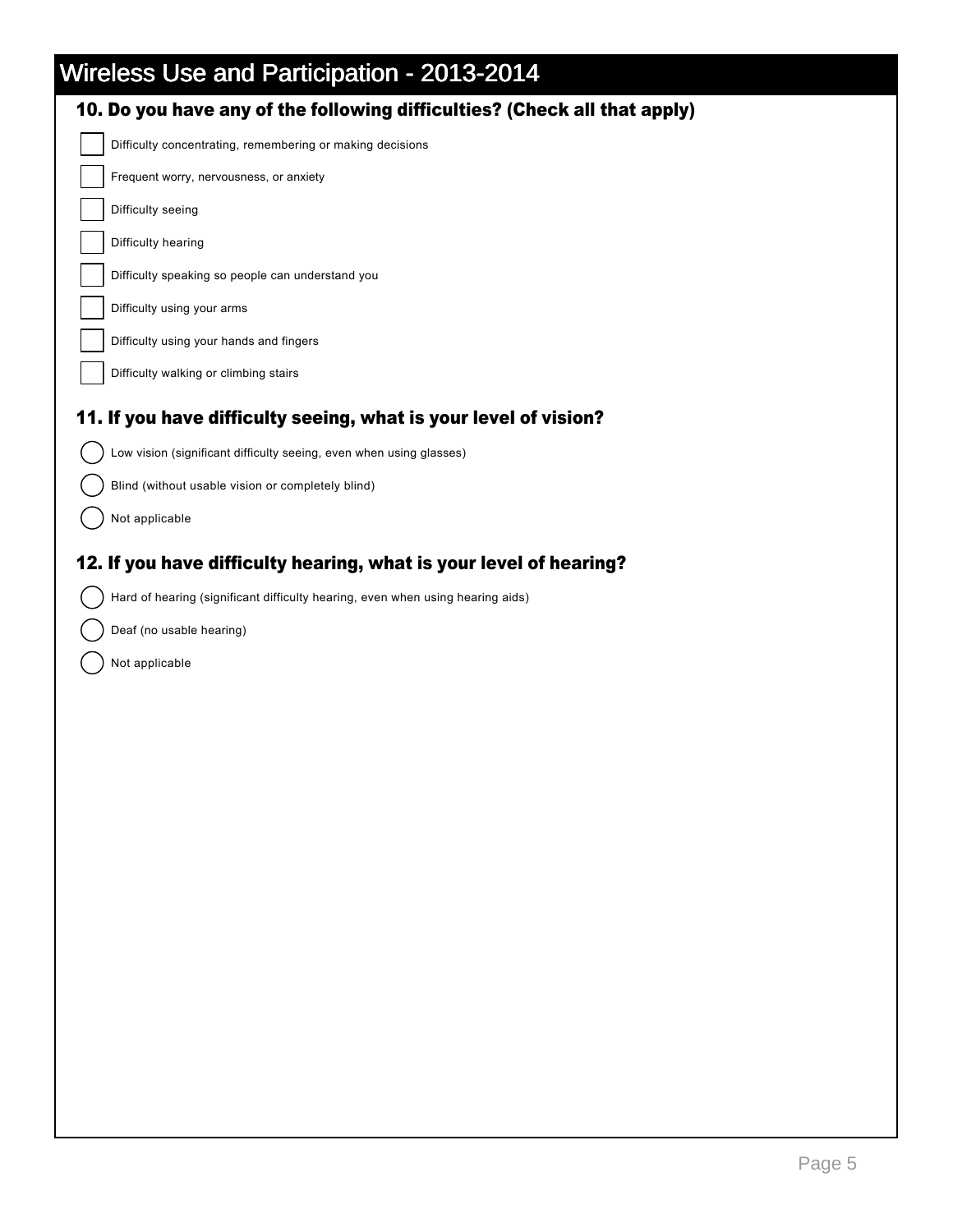# Wireless Use and Participation - 2013-2014

## 10. Do you have any of the following difficulties? (Check all that apply)

- [ ] Difficulty concentrating, remembering or making decisions
- [ ] Frequent worry, nervousness, or anxiety
- [ ] Difficulty seeing
- [ ] Difficulty hearing
- [ ] Difficulty speaking so people can understand you
- [ ] Difficulty using your arms
- [ ] Difficulty using your hands and fingers
- [ ] Difficulty walking or climbing stairs

## 11. If you have difficulty seeing, what is your level of vision?

- ○ Low vision (significant difficulty seeing, even when using glasses)
- ○ Blind (without usable vision or completely blind)
- ○ Not applicable

## 12. If you have difficulty hearing, what is your level of hearing?

- ○ Hard of hearing (significant difficulty hearing, even when using hearing aids)
- ○ Deaf (no usable hearing)
- ○ Not applicable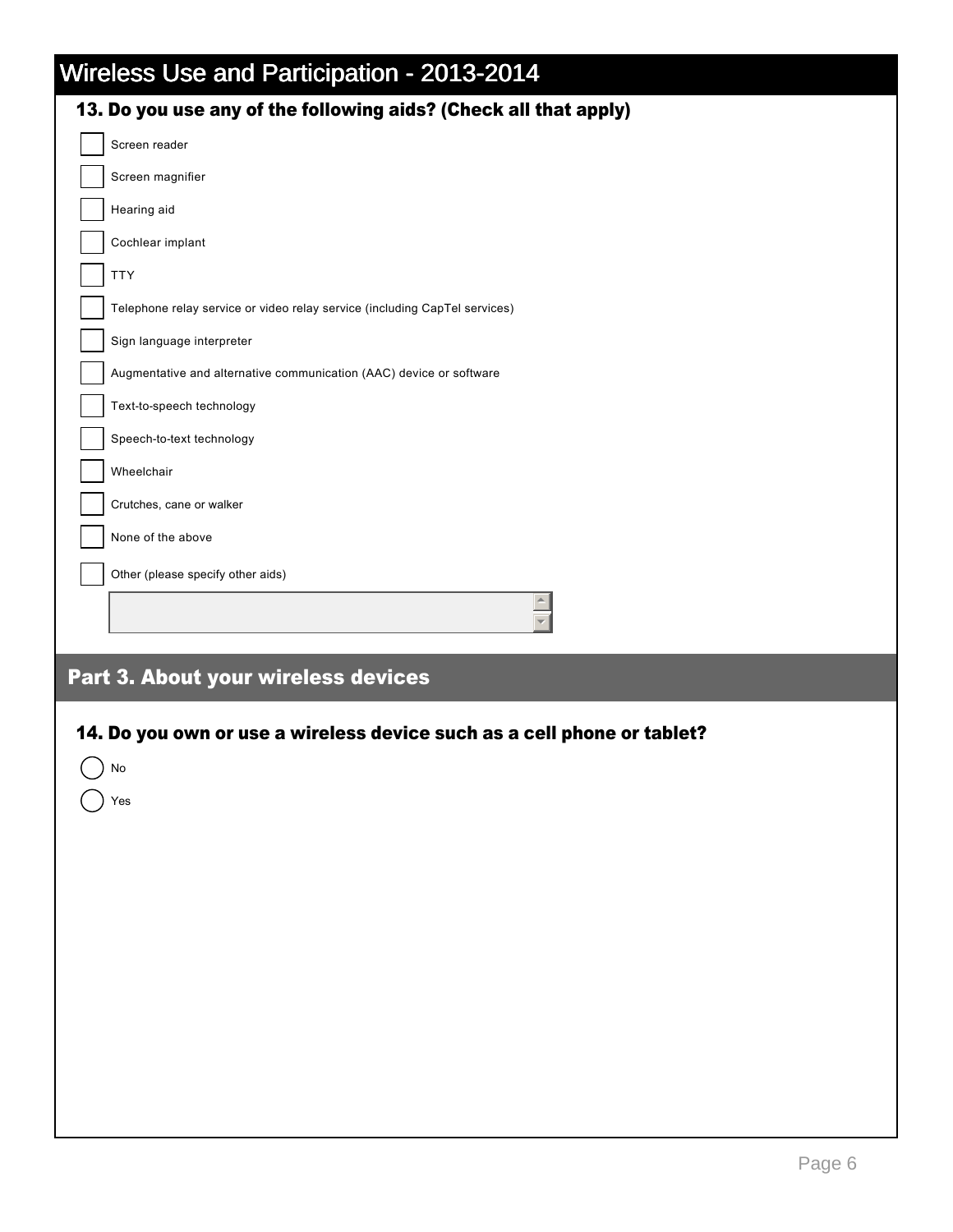# Wireless Use and Participation - 2013-2014

### 13. Do you use any of the following aids? (Check all that apply)

- [ ] Screen reader
- [ ] Screen magnifier
- [ ] Hearing aid
- [ ] Cochlear implant
- [ ] TTY
- [ ] Telephone relay service or video relay service (including CapTel services)
- [ ] Sign language interpreter
- [ ] Augmentative and alternative communication (AAC) device or software
- [ ] Text-to-speech technology
- [ ] Speech-to-text technology
- [ ] Wheelchair
- [ ] Crutches, cane or walker
- [ ] None of the above
- [ ] Other (please specify other aids)

## Part 3. About your wireless devices

### 14. Do you own or use a wireless device such as a cell phone or tablet?

- ( ) No
- ( ) Yes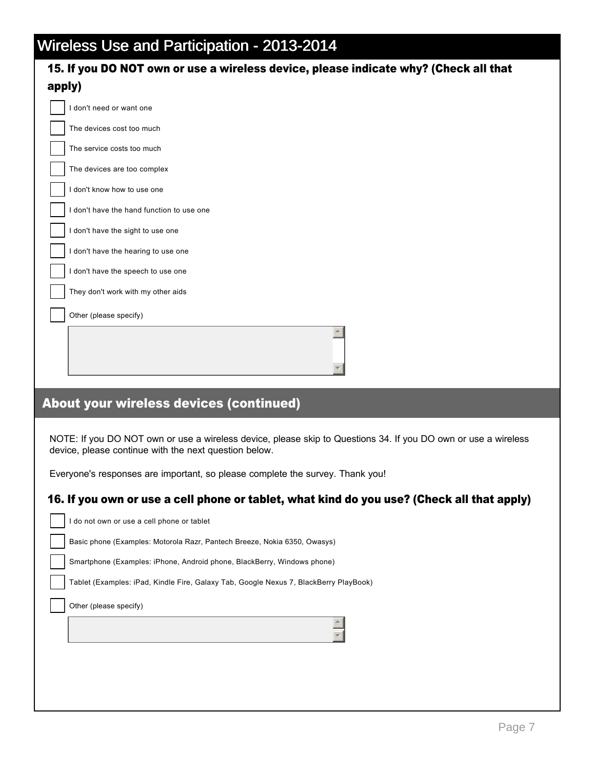# Wireless Use and Participation - 2013-2014

### 15. If you DO NOT own or use a wireless device, please indicate why? (Check all that apply)

- [ ] I don't need or want one
- [ ] The devices cost too much
- [ ] The service costs too much
- [ ] The devices are too complex
- [ ] I don't know how to use one
- [ ] I don't have the hand function to use one
- [ ] I don't have the sight to use one
- [ ] I don't have the hearing to use one
- [ ] I don't have the speech to use one
- [ ] They don't work with my other aids
- [ ] Other (please specify)

## About your wireless devices (continued)

NOTE: If you DO NOT own or use a wireless device, please skip to Questions 34. If you DO own or use a wireless device, please continue with the next question below.

Everyone's responses are important, so please complete the survey. Thank you!

### 16. If you own or use a cell phone or tablet, what kind do you use? (Check all that apply)

- [ ] I do not own or use a cell phone or tablet
- [ ] Basic phone (Examples: Motorola Razr, Pantech Breeze, Nokia 6350, Owasys)
- [ ] Smartphone (Examples: iPhone, Android phone, BlackBerry, Windows phone)
- [ ] Tablet (Examples: iPad, Kindle Fire, Galaxy Tab, Google Nexus 7, BlackBerry PlayBook)
- [ ] Other (please specify)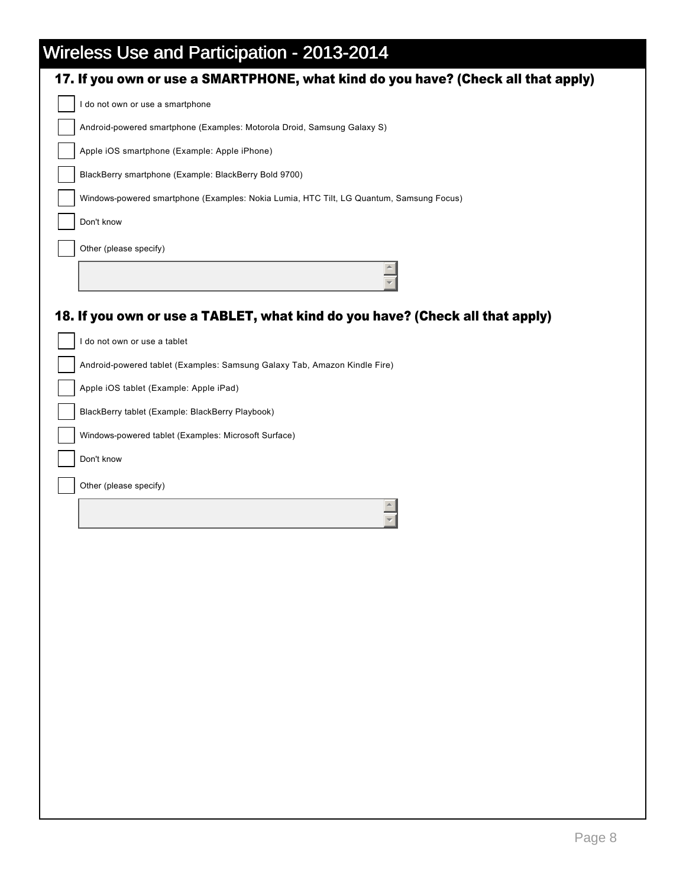# Wireless Use and Participation - 2013-2014

## 17. If you own or use a SMARTPHONE, what kind do you have? (Check all that apply)

- [ ] I do not own or use a smartphone
- [ ] Android-powered smartphone (Examples: Motorola Droid, Samsung Galaxy S)
- [ ] Apple iOS smartphone (Example: Apple iPhone)
- [ ] BlackBerry smartphone (Example: BlackBerry Bold 9700)
- [ ] Windows-powered smartphone (Examples: Nokia Lumia, HTC Tilt, LG Quantum, Samsung Focus)
- [ ] Don't know
- [ ] Other (please specify)

## 18. If you own or use a TABLET, what kind do you have? (Check all that apply)

- [ ] I do not own or use a tablet
- [ ] Android-powered tablet (Examples: Samsung Galaxy Tab, Amazon Kindle Fire)
- [ ] Apple iOS tablet (Example: Apple iPad)
- [ ] BlackBerry tablet (Example: BlackBerry Playbook)
- [ ] Windows-powered tablet (Examples: Microsoft Surface)
- [ ] Don't know
- [ ] Other (please specify)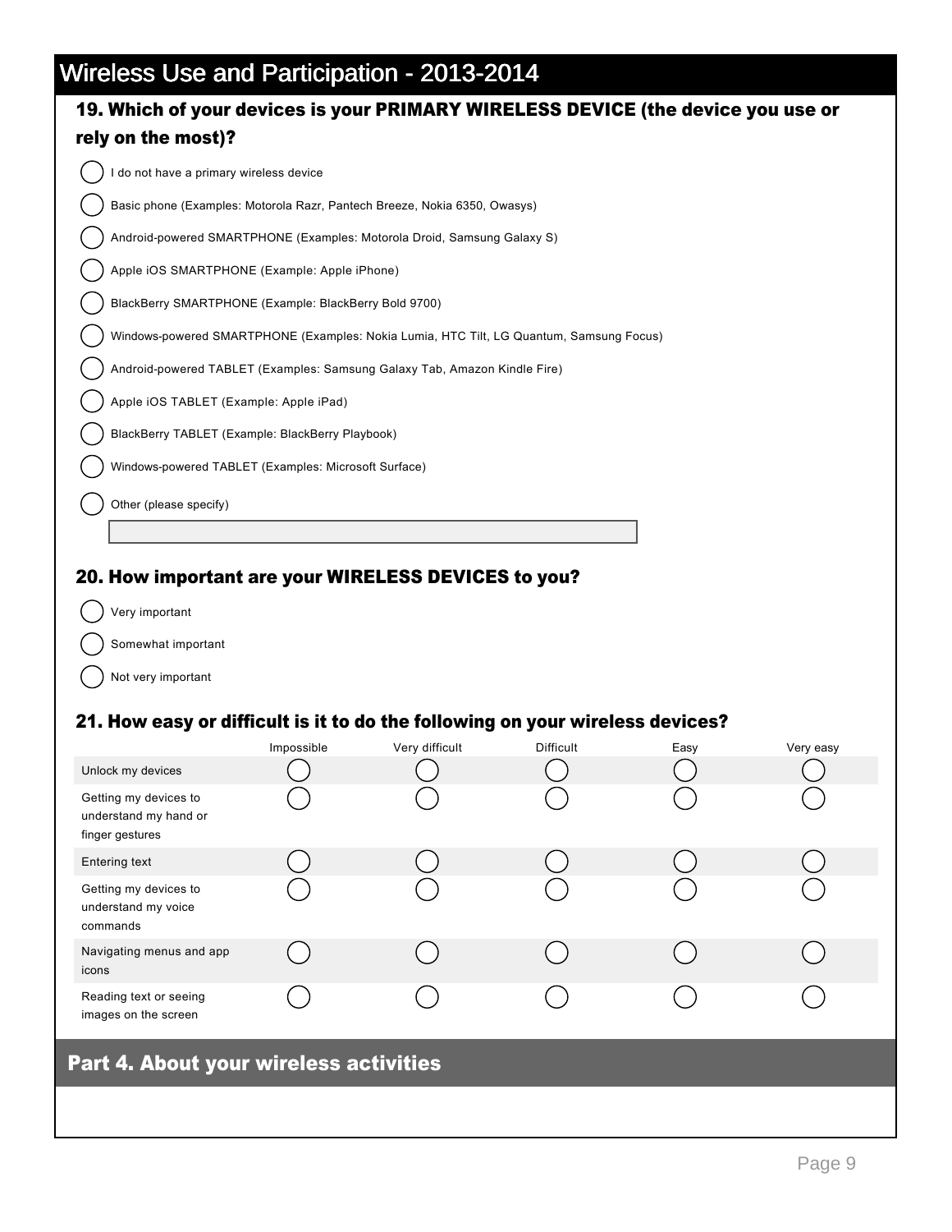# Wireless Use and Participation - 2013-2014

### 19. Which of your devices is your PRIMARY WIRELESS DEVICE (the device you use or rely on the most)?

- ( ) I do not have a primary wireless device
- ( ) Basic phone (Examples: Motorola Razr, Pantech Breeze, Nokia 6350, Owasys)
- ( ) Android-powered SMARTPHONE (Examples: Motorola Droid, Samsung Galaxy S)
- ( ) Apple iOS SMARTPHONE (Example: Apple iPhone)
- ( ) BlackBerry SMARTPHONE (Example: BlackBerry Bold 9700)
- ( ) Windows-powered SMARTPHONE (Examples: Nokia Lumia, HTC Tilt, LG Quantum, Samsung Focus)
- ( ) Android-powered TABLET (Examples: Samsung Galaxy Tab, Amazon Kindle Fire)
- ( ) Apple iOS TABLET (Example: Apple iPad)
- ( ) BlackBerry TABLET (Example: BlackBerry Playbook)
- ( ) Windows-powered TABLET (Examples: Microsoft Surface)
- ( ) Other (please specify)

____________________

### 20. How important are your WIRELESS DEVICES to you?

- ( ) Very important
- ( ) Somewhat important
- ( ) Not very important

### 21. How easy or difficult is it to do the following on your wireless devices?

| | Impossible | Very difficult | Difficult | Easy | Very easy |
|---|---|---|---|---|---|
| Unlock my devices | ( ) | ( ) | ( ) | ( ) | ( ) |
| Getting my devices to understand my hand or finger gestures | ( ) | ( ) | ( ) | ( ) | ( ) |
| Entering text | ( ) | ( ) | ( ) | ( ) | ( ) |
| Getting my devices to understand my voice commands | ( ) | ( ) | ( ) | ( ) | ( ) |
| Navigating menus and app icons | ( ) | ( ) | ( ) | ( ) | ( ) |
| Reading text or seeing images on the screen | ( ) | ( ) | ( ) | ( ) | ( ) |

## Part 4. About your wireless activities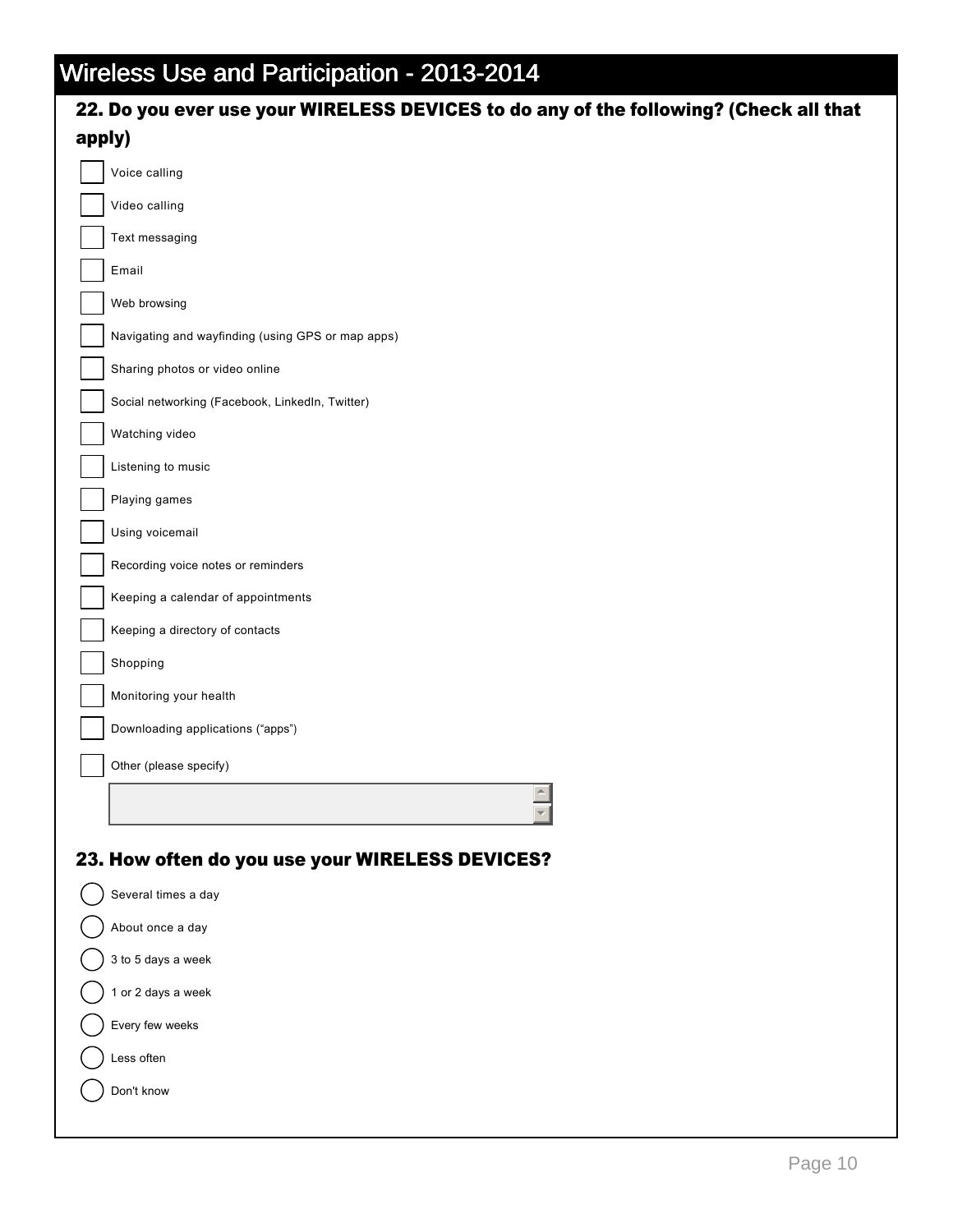# Wireless Use and Participation - 2013-2014

## 22. Do you ever use your WIRELESS DEVICES to do any of the following? (Check all that apply)

- [ ] Voice calling
- [ ] Video calling
- [ ] Text messaging
- [ ] Email
- [ ] Web browsing
- [ ] Navigating and wayfinding (using GPS or map apps)
- [ ] Sharing photos or video online
- [ ] Social networking (Facebook, LinkedIn, Twitter)
- [ ] Watching video
- [ ] Listening to music
- [ ] Playing games
- [ ] Using voicemail
- [ ] Recording voice notes or reminders
- [ ] Keeping a calendar of appointments
- [ ] Keeping a directory of contacts
- [ ] Shopping
- [ ] Monitoring your health
- [ ] Downloading applications ("apps")
- [ ] Other (please specify)

## 23. How often do you use your WIRELESS DEVICES?

- ( ) Several times a day
- ( ) About once a day
- ( ) 3 to 5 days a week
- ( ) 1 or 2 days a week
- ( ) Every few weeks
- ( ) Less often
- ( ) Don't know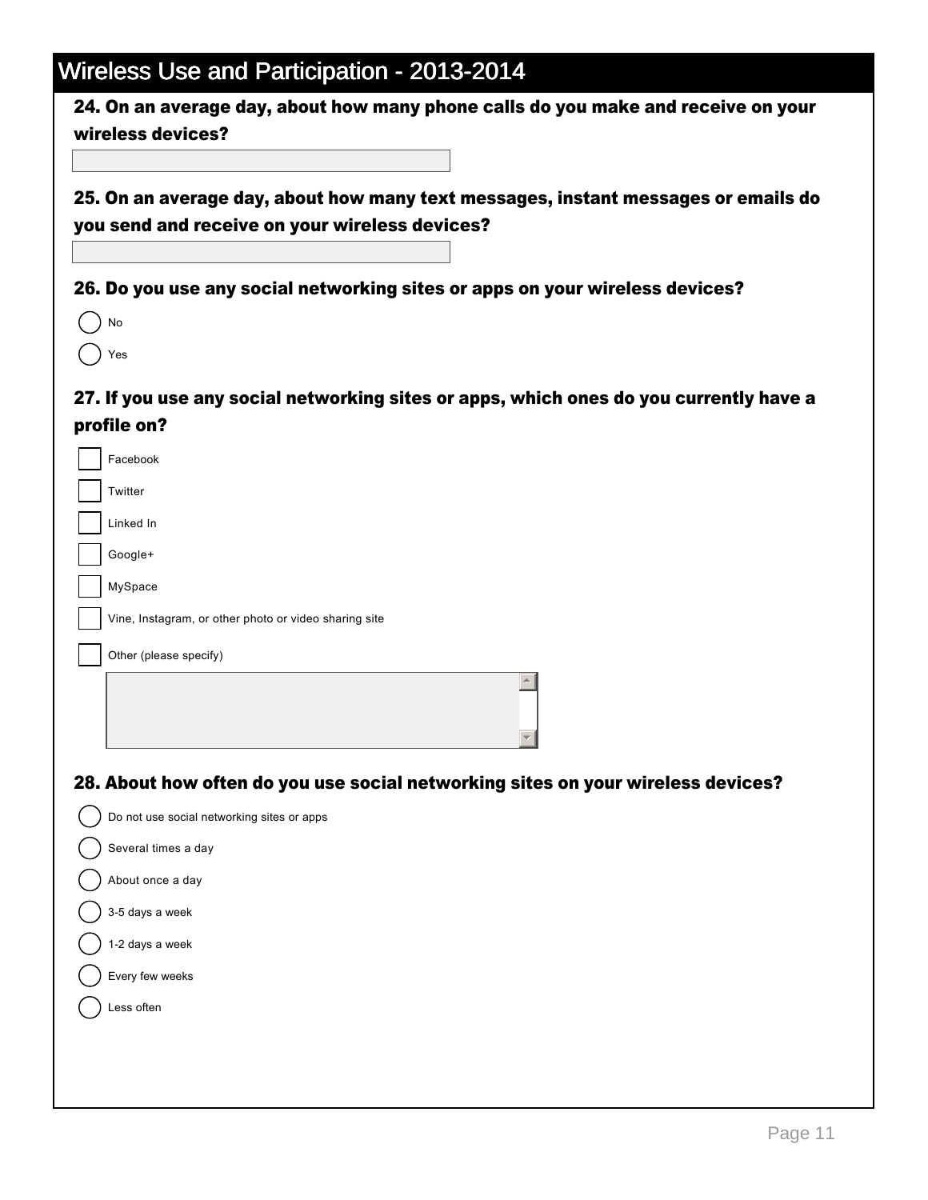# Wireless Use and Participation - 2013-2014

**24. On an average day, about how many phone calls do you make and receive on your wireless devices?**

**25. On an average day, about how many text messages, instant messages or emails do you send and receive on your wireless devices?**

**26. Do you use any social networking sites or apps on your wireless devices?**

- ( ) No
- ( ) Yes

**27. If you use any social networking sites or apps, which ones do you currently have a profile on?**

- [ ] Facebook
- [ ] Twitter
- [ ] Linked In
- [ ] Google+
- [ ] MySpace
- [ ] Vine, Instagram, or other photo or video sharing site
- [ ] Other (please specify)

**28. About how often do you use social networking sites on your wireless devices?**

- ( ) Do not use social networking sites or apps
- ( ) Several times a day
- ( ) About once a day
- ( ) 3-5 days a week
- ( ) 1-2 days a week
- ( ) Every few weeks
- ( ) Less often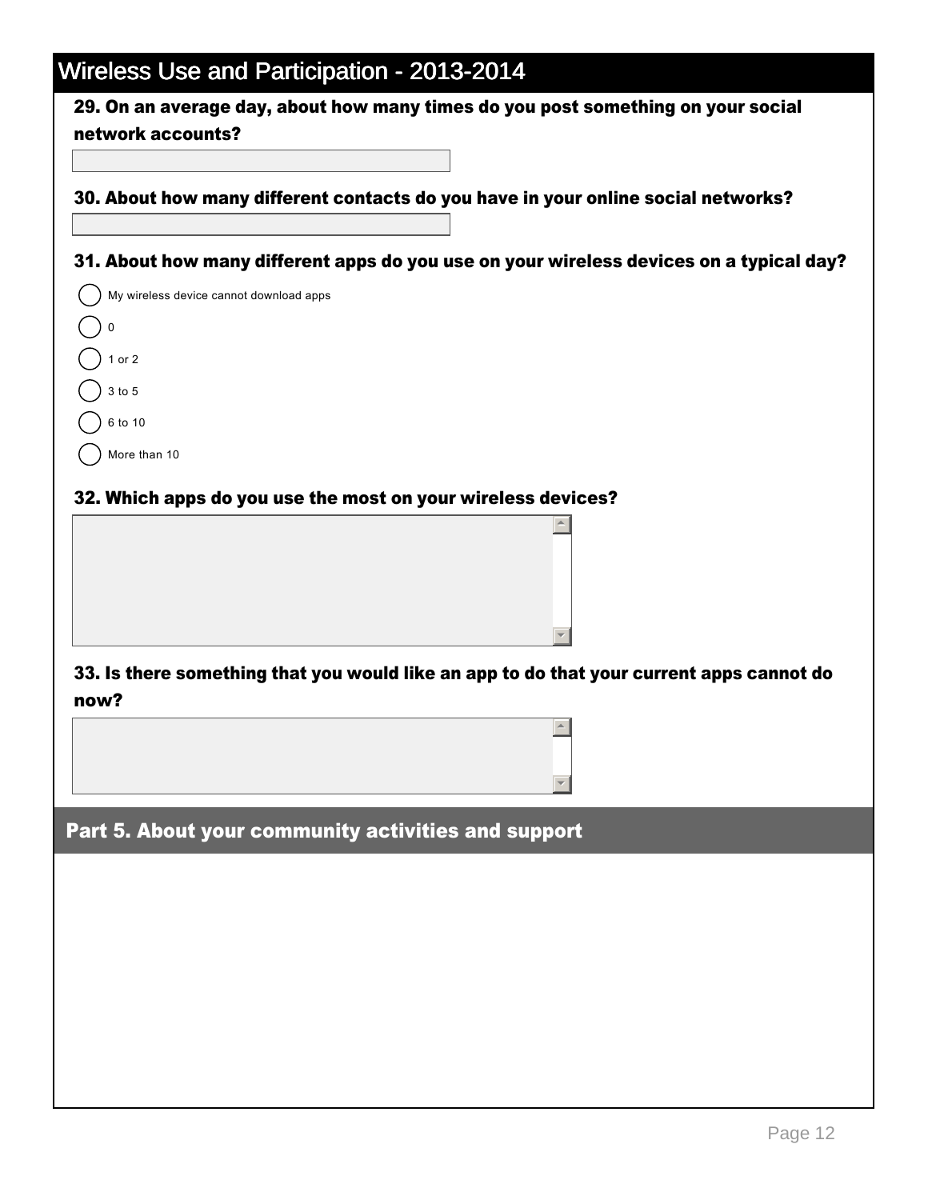# Wireless Use and Participation - 2013-2014

**29. On an average day, about how many times do you post something on your social network accounts?**

**30. About how many different contacts do you have in your online social networks?**

**31. About how many different apps do you use on your wireless devices on a typical day?**

- My wireless device cannot download apps
- 0
- 1 or 2
- 3 to 5
- 6 to 10
- More than 10

**32. Which apps do you use the most on your wireless devices?**

**33. Is there something that you would like an app to do that your current apps cannot do now?**

## Part 5. About your community activities and support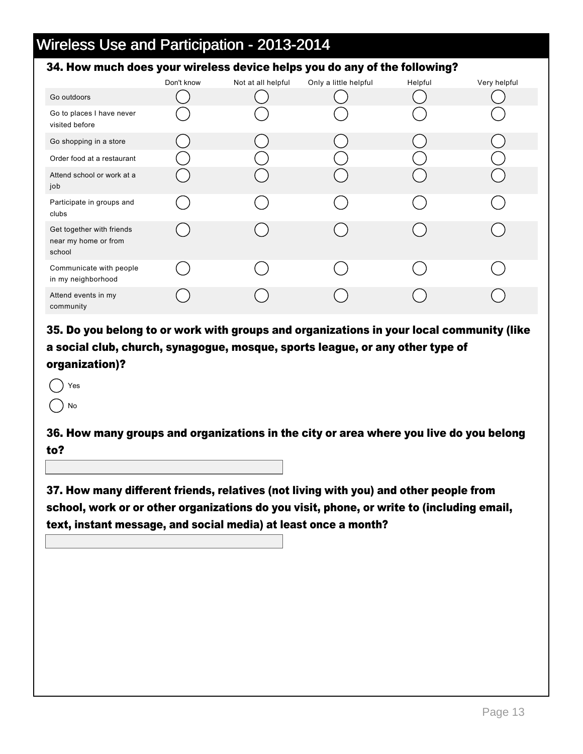# Wireless Use and Participation - 2013-2014

### 34. How much does your wireless device helps you do any of the following?

| | Don't know | Not at all helpful | Only a little helpful | Helpful | Very helpful |
|---|---|---|---|---|---|
| Go outdoors | ◯ | ◯ | ◯ | ◯ | ◯ |
| Go to places I have never visited before | ◯ | ◯ | ◯ | ◯ | ◯ |
| Go shopping in a store | ◯ | ◯ | ◯ | ◯ | ◯ |
| Order food at a restaurant | ◯ | ◯ | ◯ | ◯ | ◯ |
| Attend school or work at a job | ◯ | ◯ | ◯ | ◯ | ◯ |
| Participate in groups and clubs | ◯ | ◯ | ◯ | ◯ | ◯ |
| Get together with friends near my home or from school | ◯ | ◯ | ◯ | ◯ | ◯ |
| Communicate with people in my neighborhood | ◯ | ◯ | ◯ | ◯ | ◯ |
| Attend events in my community | ◯ | ◯ | ◯ | ◯ | ◯ |

### 35. Do you belong to or work with groups and organizations in your local community (like a social club, church, synagogue, mosque, sports league, or any other type of organization)?

◯ Yes

◯ No

### 36. How many groups and organizations in the city or area where you live do you belong to?

\_\_\_\_\_\_\_\_\_\_\_\_\_\_\_\_\_\_\_\_

### 37. How many different friends, relatives (not living with you) and other people from school, work or or other organizations do you visit, phone, or write to (including email, text, instant message, and social media) at least once a month?

\_\_\_\_\_\_\_\_\_\_\_\_\_\_\_\_\_\_\_\_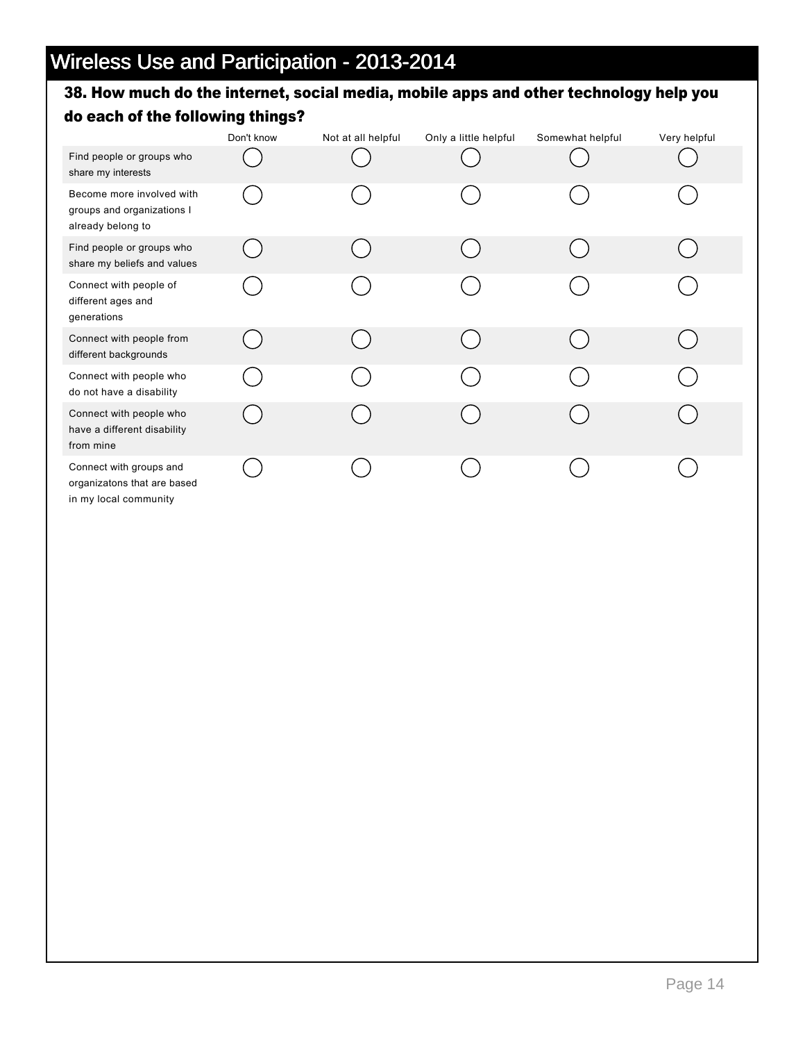# Wireless Use and Participation - 2013-2014

## 38. How much do the internet, social media, mobile apps and other technology help you do each of the following things?

| | Don't know | Not at all helpful | Only a little helpful | Somewhat helpful | Very helpful |
|---|---|---|---|---|---|
| Find people or groups who share my interests | ◯ | ◯ | ◯ | ◯ | ◯ |
| Become more involved with groups and organizations I already belong to | ◯ | ◯ | ◯ | ◯ | ◯ |
| Find people or groups who share my beliefs and values | ◯ | ◯ | ◯ | ◯ | ◯ |
| Connect with people of different ages and generations | ◯ | ◯ | ◯ | ◯ | ◯ |
| Connect with people from different backgrounds | ◯ | ◯ | ◯ | ◯ | ◯ |
| Connect with people who do not have a disability | ◯ | ◯ | ◯ | ◯ | ◯ |
| Connect with people who have a different disability from mine | ◯ | ◯ | ◯ | ◯ | ◯ |
| Connect with groups and organizatons that are based in my local community | ◯ | ◯ | ◯ | ◯ | ◯ |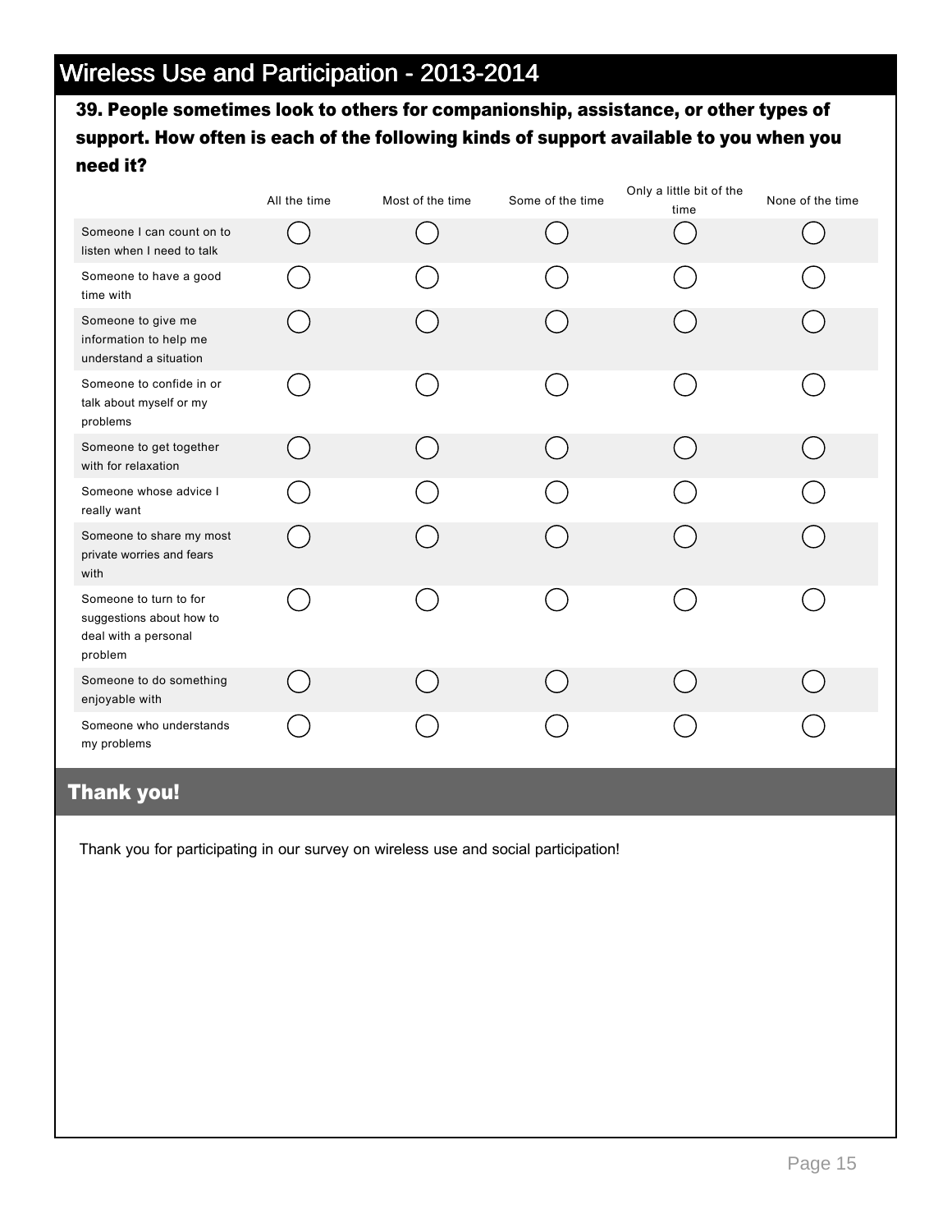# Wireless Use and Participation - 2013-2014

**39. People sometimes look to others for companionship, assistance, or other types of support. How often is each of the following kinds of support available to you when you need it?**

| | All the time | Most of the time | Some of the time | Only a little bit of the time | None of the time |
|---|---|---|---|---|---|
| Someone I can count on to listen when I need to talk | ◯ | ◯ | ◯ | ◯ | ◯ |
| Someone to have a good time with | ◯ | ◯ | ◯ | ◯ | ◯ |
| Someone to give me information to help me understand a situation | ◯ | ◯ | ◯ | ◯ | ◯ |
| Someone to confide in or talk about myself or my problems | ◯ | ◯ | ◯ | ◯ | ◯ |
| Someone to get together with for relaxation | ◯ | ◯ | ◯ | ◯ | ◯ |
| Someone whose advice I really want | ◯ | ◯ | ◯ | ◯ | ◯ |
| Someone to share my most private worries and fears with | ◯ | ◯ | ◯ | ◯ | ◯ |
| Someone to turn to for suggestions about how to deal with a personal problem | ◯ | ◯ | ◯ | ◯ | ◯ |
| Someone to do something enjoyable with | ◯ | ◯ | ◯ | ◯ | ◯ |
| Someone who understands my problems | ◯ | ◯ | ◯ | ◯ | ◯ |

## Thank you!

Thank you for participating in our survey on wireless use and social participation!